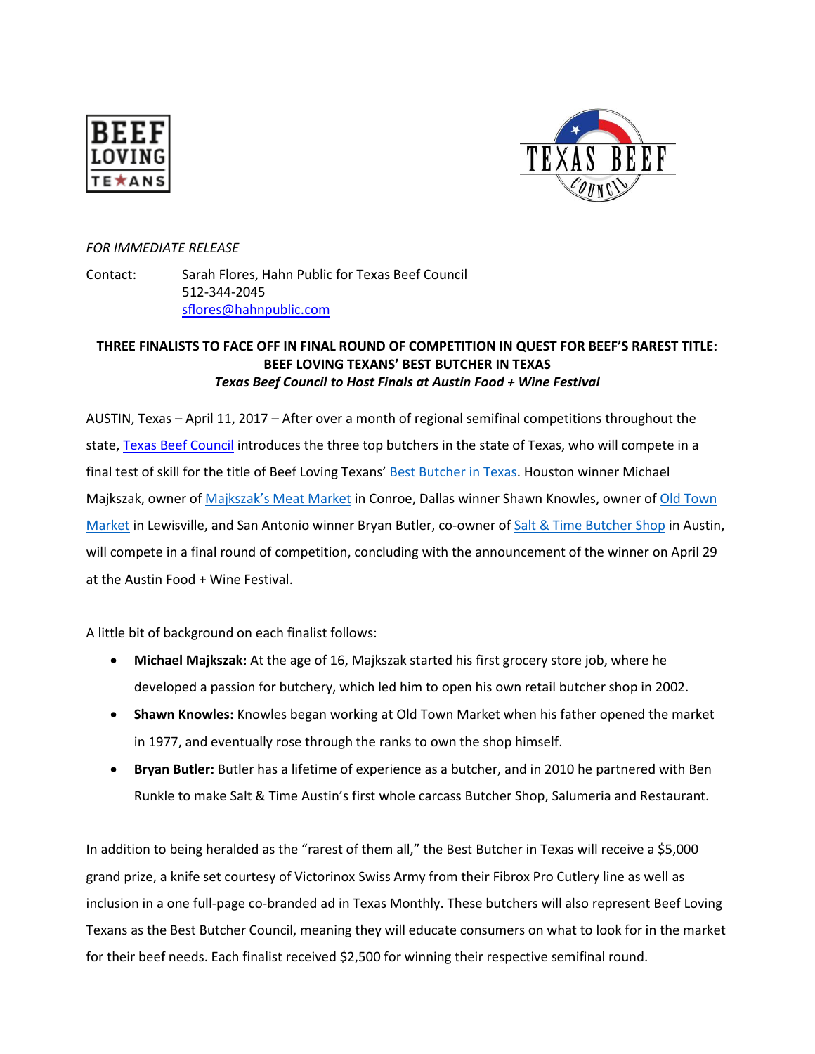*FOR IMMEDIATE RELEASE*

Contact: Sarah Flores, Hahn Public for Texas Beef Council
512-344-2045
sflores@hahnpublic.com

**THREE FINALISTS TO FACE OFF IN FINAL ROUND OF COMPETITION IN QUEST FOR BEEF'S RAREST TITLE: BEEF LOVING TEXANS' BEST BUTCHER IN TEXAS**

***Texas Beef Council to Host Finals at Austin Food + Wine Festival***

AUSTIN, Texas – April 11, 2017 – After over a month of regional semifinal competitions throughout the state, Texas Beef Council introduces the three top butchers in the state of Texas, who will compete in a final test of skill for the title of Beef Loving Texans' Best Butcher in Texas. Houston winner Michael Majkszak, owner of Majkszak's Meat Market in Conroe, Dallas winner Shawn Knowles, owner of Old Town Market in Lewisville, and San Antonio winner Bryan Butler, co-owner of Salt & Time Butcher Shop in Austin, will compete in a final round of competition, concluding with the announcement of the winner on April 29 at the Austin Food + Wine Festival.

A little bit of background on each finalist follows:

- **Michael Majkszak:** At the age of 16, Majkszak started his first grocery store job, where he developed a passion for butchery, which led him to open his own retail butcher shop in 2002.
- **Shawn Knowles:** Knowles began working at Old Town Market when his father opened the market in 1977, and eventually rose through the ranks to own the shop himself.
- **Bryan Butler:** Butler has a lifetime of experience as a butcher, and in 2010 he partnered with Ben Runkle to make Salt & Time Austin's first whole carcass Butcher Shop, Salumeria and Restaurant.

In addition to being heralded as the "rarest of them all," the Best Butcher in Texas will receive a $5,000 grand prize, a knife set courtesy of Victorinox Swiss Army from their Fibrox Pro Cutlery line as well as inclusion in a one full-page co-branded ad in Texas Monthly. These butchers will also represent Beef Loving Texans as the Best Butcher Council, meaning they will educate consumers on what to look for in the market for their beef needs. Each finalist received $2,500 for winning their respective semifinal round.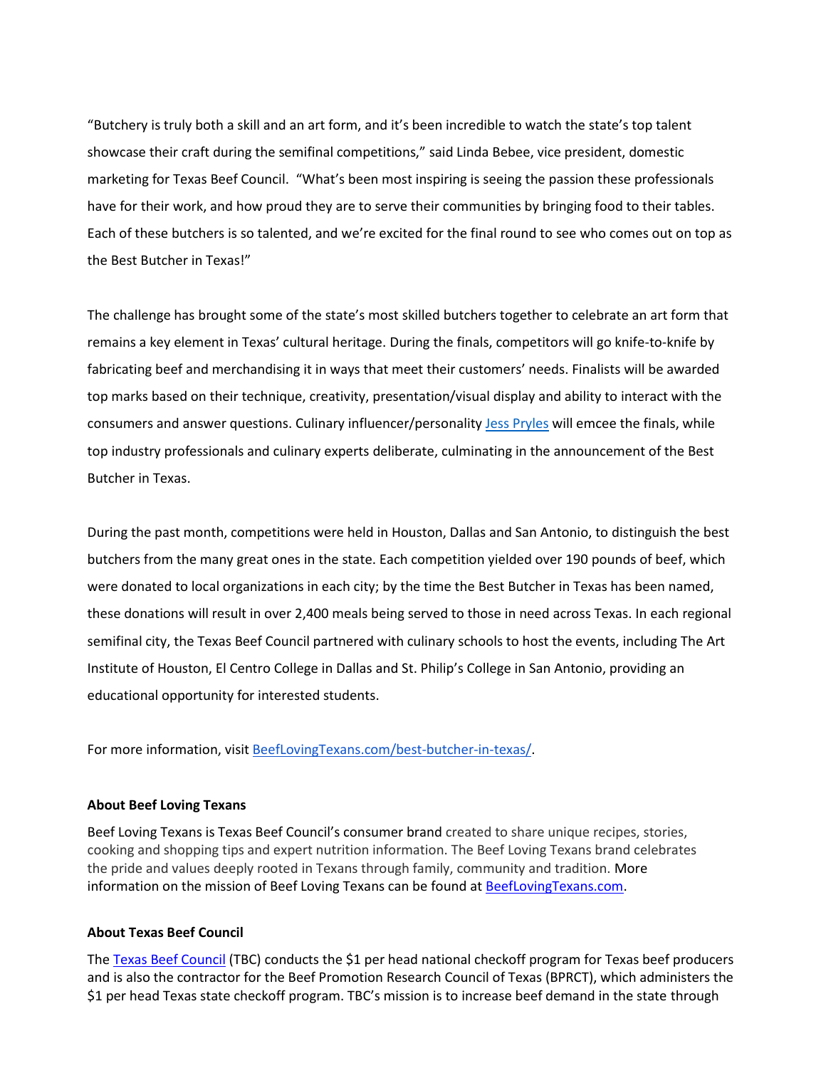"Butchery is truly both a skill and an art form, and it's been incredible to watch the state's top talent showcase their craft during the semifinal competitions," said Linda Bebee, vice president, domestic marketing for Texas Beef Council. "What's been most inspiring is seeing the passion these professionals have for their work, and how proud they are to serve their communities by bringing food to their tables. Each of these butchers is so talented, and we're excited for the final round to see who comes out on top as the Best Butcher in Texas!"

The challenge has brought some of the state's most skilled butchers together to celebrate an art form that remains a key element in Texas' cultural heritage. During the finals, competitors will go knife-to-knife by fabricating beef and merchandising it in ways that meet their customers' needs. Finalists will be awarded top marks based on their technique, creativity, presentation/visual display and ability to interact with the consumers and answer questions. Culinary influencer/personality [Jess Pryles] will emcee the finals, while top industry professionals and culinary experts deliberate, culminating in the announcement of the Best Butcher in Texas.

During the past month, competitions were held in Houston, Dallas and San Antonio, to distinguish the best butchers from the many great ones in the state. Each competition yielded over 190 pounds of beef, which were donated to local organizations in each city; by the time the Best Butcher in Texas has been named, these donations will result in over 2,400 meals being served to those in need across Texas. In each regional semifinal city, the Texas Beef Council partnered with culinary schools to host the events, including The Art Institute of Houston, El Centro College in Dallas and St. Philip's College in San Antonio, providing an educational opportunity for interested students.

For more information, visit [BeefLovingTexans.com/best-butcher-in-texas/].

**About Beef Loving Texans**

Beef Loving Texans is Texas Beef Council's consumer brand created to share unique recipes, stories, cooking and shopping tips and expert nutrition information. The Beef Loving Texans brand celebrates the pride and values deeply rooted in Texans through family, community and tradition. More information on the mission of Beef Loving Texans can be found at [BeefLovingTexans.com].

**About Texas Beef Council**

The [Texas Beef Council] (TBC) conducts the $1 per head national checkoff program for Texas beef producers and is also the contractor for the Beef Promotion Research Council of Texas (BPRCT), which administers the $1 per head Texas state checkoff program. TBC's mission is to increase beef demand in the state through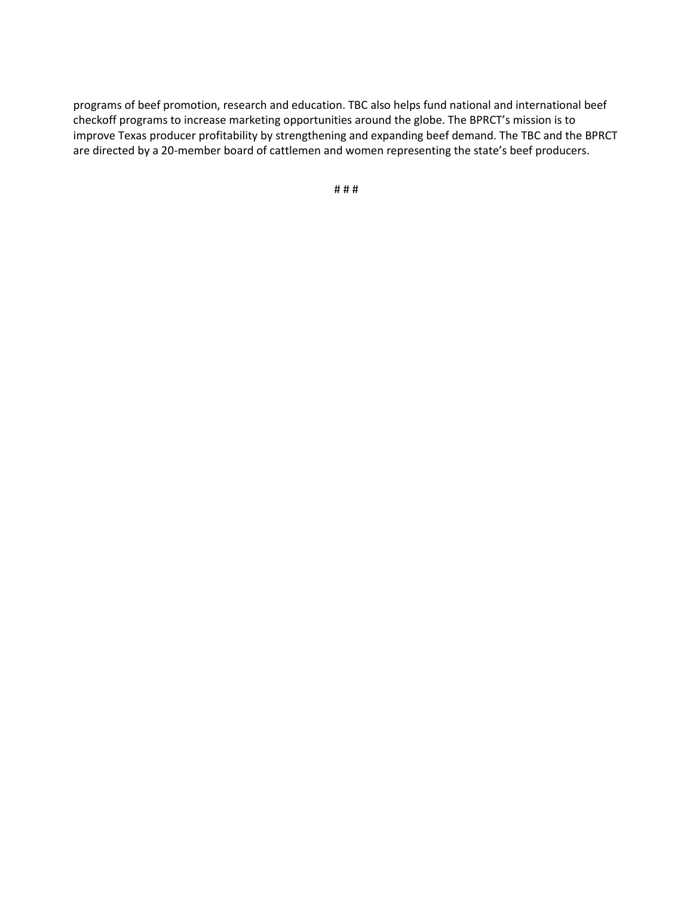programs of beef promotion, research and education. TBC also helps fund national and international beef checkoff programs to increase marketing opportunities around the globe. The BPRCT's mission is to improve Texas producer profitability by strengthening and expanding beef demand. The TBC and the BPRCT are directed by a 20-member board of cattlemen and women representing the state's beef producers.

# # #